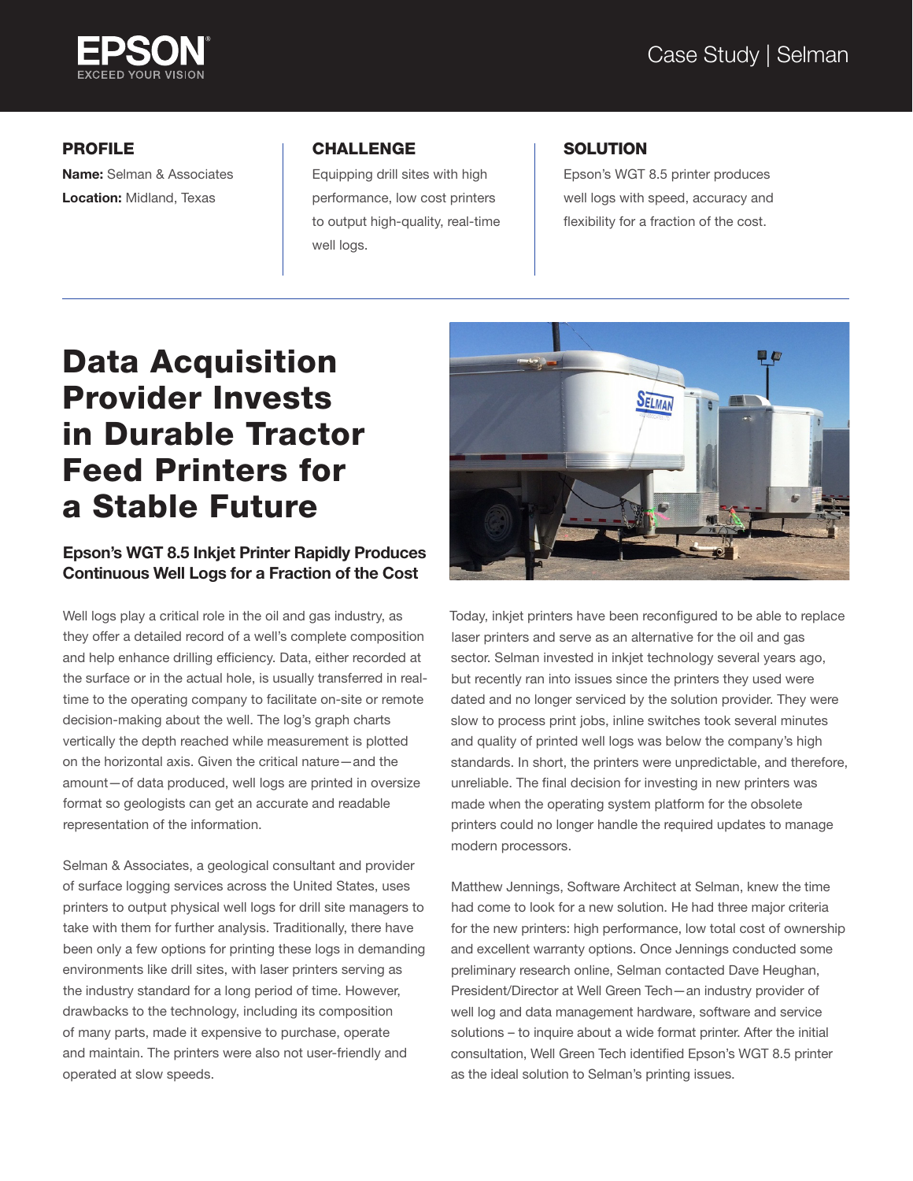Case Study | Selman

### PROFILE

**Name:** Selman & Associates

**Location:** Midland, Texas

### CHALLENGE

Equipping drill sites with high performance, low cost printers to output high-quality, real-time well logs.

### SOLUTION

Epson's WGT 8.5 printer produces well logs with speed, accuracy and flexibility for a fraction of the cost.

# Data Acquisition Provider Invests in Durable Tractor Feed Printers for a Stable Future

## Epson's WGT 8.5 Inkjet Printer Rapidly Produces Continuous Well Logs for a Fraction of the Cost

Well logs play a critical role in the oil and gas industry, as they offer a detailed record of a well's complete composition and help enhance drilling efficiency. Data, either recorded at the surface or in the actual hole, is usually transferred in real-time to the operating company to facilitate on-site or remote decision-making about the well. The log's graph charts vertically the depth reached while measurement is plotted on the horizontal axis. Given the critical nature—and the amount—of data produced, well logs are printed in oversize format so geologists can get an accurate and readable representation of the information.

Selman & Associates, a geological consultant and provider of surface logging services across the United States, uses printers to output physical well logs for drill site managers to take with them for further analysis. Traditionally, there have been only a few options for printing these logs in demanding environments like drill sites, with laser printers serving as the industry standard for a long period of time. However, drawbacks to the technology, including its composition of many parts, made it expensive to purchase, operate and maintain. The printers were also not user-friendly and operated at slow speeds.

Today, inkjet printers have been reconfigured to be able to replace laser printers and serve as an alternative for the oil and gas sector. Selman invested in inkjet technology several years ago, but recently ran into issues since the printers they used were dated and no longer serviced by the solution provider. They were slow to process print jobs, inline switches took several minutes and quality of printed well logs was below the company's high standards. In short, the printers were unpredictable, and therefore, unreliable. The final decision for investing in new printers was made when the operating system platform for the obsolete printers could no longer handle the required updates to manage modern processors.

Matthew Jennings, Software Architect at Selman, knew the time had come to look for a new solution. He had three major criteria for the new printers: high performance, low total cost of ownership and excellent warranty options. Once Jennings conducted some preliminary research online, Selman contacted Dave Heughan, President/Director at Well Green Tech—an industry provider of well log and data management hardware, software and service solutions – to inquire about a wide format printer. After the initial consultation, Well Green Tech identified Epson's WGT 8.5 printer as the ideal solution to Selman's printing issues.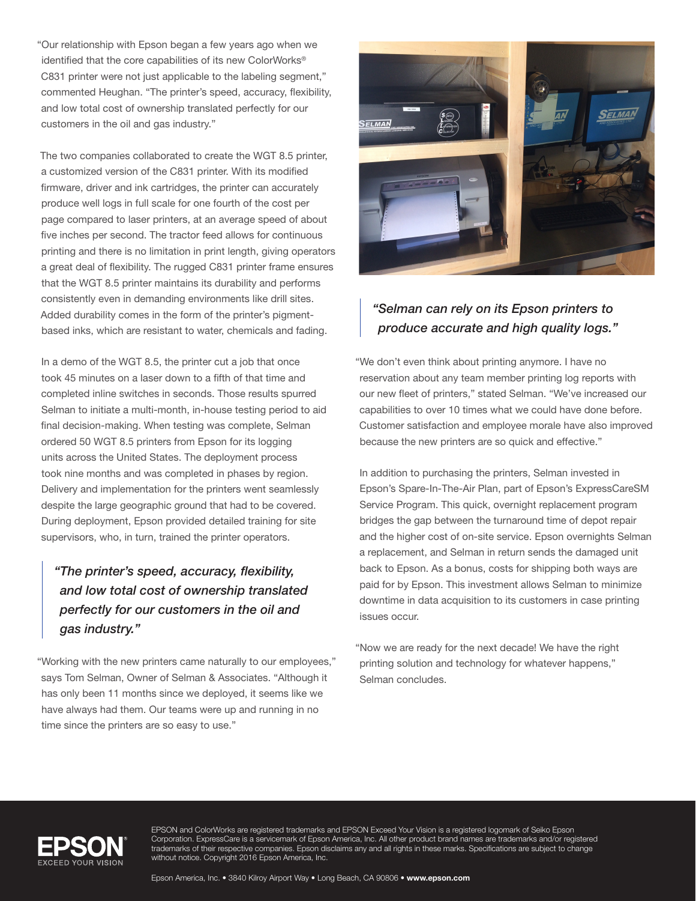"Our relationship with Epson began a few years ago when we identified that the core capabilities of its new ColorWorks® C831 printer were not just applicable to the labeling segment," commented Heughan. "The printer's speed, accuracy, flexibility, and low total cost of ownership translated perfectly for our customers in the oil and gas industry."

The two companies collaborated to create the WGT 8.5 printer, a customized version of the C831 printer. With its modified firmware, driver and ink cartridges, the printer can accurately produce well logs in full scale for one fourth of the cost per page compared to laser printers, at an average speed of about five inches per second. The tractor feed allows for continuous printing and there is no limitation in print length, giving operators a great deal of flexibility. The rugged C831 printer frame ensures that the WGT 8.5 printer maintains its durability and performs consistently even in demanding environments like drill sites. Added durability comes in the form of the printer's pigment-based inks, which are resistant to water, chemicals and fading.

In a demo of the WGT 8.5, the printer cut a job that once took 45 minutes on a laser down to a fifth of that time and completed inline switches in seconds. Those results spurred Selman to initiate a multi-month, in-house testing period to aid final decision-making. When testing was complete, Selman ordered 50 WGT 8.5 printers from Epson for its logging units across the United States. The deployment process took nine months and was completed in phases by region. Delivery and implementation for the printers went seamlessly despite the large geographic ground that had to be covered. During deployment, Epson provided detailed training for site supervisors, who, in turn, trained the printer operators.

> *"The printer's speed, accuracy, flexibility, and low total cost of ownership translated perfectly for our customers in the oil and gas industry."*

"Working with the new printers came naturally to our employees," says Tom Selman, Owner of Selman & Associates. "Although it has only been 11 months since we deployed, it seems like we have always had them. Our teams were up and running in no time since the printers are so easy to use."

> *"Selman can rely on its Epson printers to produce accurate and high quality logs."*

"We don't even think about printing anymore. I have no reservation about any team member printing log reports with our new fleet of printers," stated Selman. "We've increased our capabilities to over 10 times what we could have done before. Customer satisfaction and employee morale have also improved because the new printers are so quick and effective."

In addition to purchasing the printers, Selman invested in Epson's Spare-In-The-Air Plan, part of Epson's ExpressCareSM Service Program. This quick, overnight replacement program bridges the gap between the turnaround time of depot repair and the higher cost of on-site service. Epson overnights Selman a replacement, and Selman in return sends the damaged unit back to Epson. As a bonus, costs for shipping both ways are paid for by Epson. This investment allows Selman to minimize downtime in data acquisition to its customers in case printing issues occur.

"Now we are ready for the next decade! We have the right printing solution and technology for whatever happens," Selman concludes.

EPSON and ColorWorks are registered trademarks and EPSON Exceed Your Vision is a registered logomark of Seiko Epson Corporation. ExpressCare is a servicemark of Epson America, Inc. All other product brand names are trademarks and/or registered trademarks of their respective companies. Epson disclaims any and all rights in these marks. Specifications are subject to change without notice. Copyright 2016 Epson America, Inc.

Epson America, Inc. • 3840 Kilroy Airport Way • Long Beach, CA 90806 • **www.epson.com**